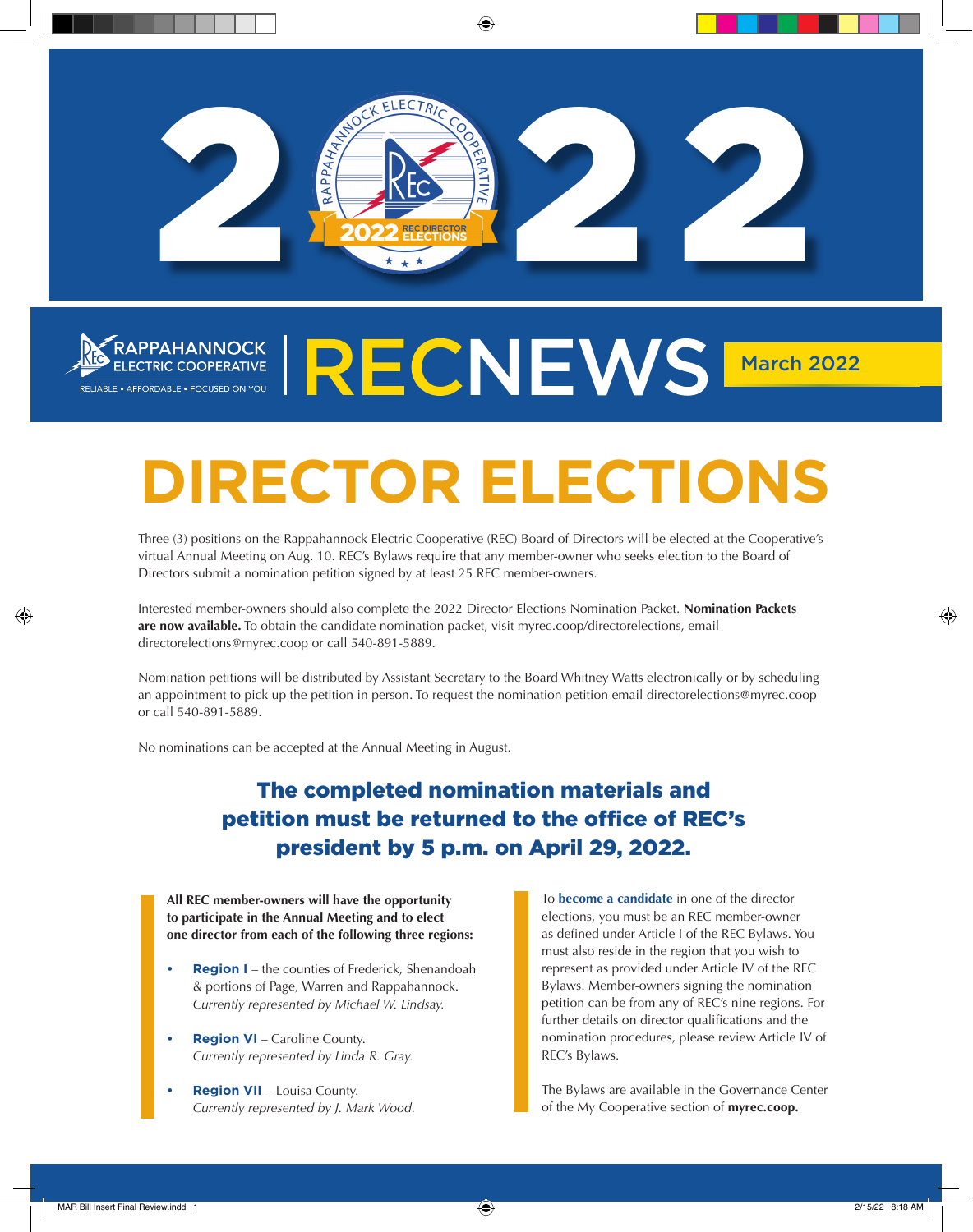# 2022

RAPPAHANNOCK ELECTRIC COOPERATIVE

2022 REC DIRECTOR ELECTIONS

RAPPAHANNOCK ELECTRIC COOPERATIVE

RELIABLE • AFFORDABLE • FOCUSED ON YOU

# RECNEWS

March 2022

# DIRECTOR ELECTIONS

Three (3) positions on the Rappahannock Electric Cooperative (REC) Board of Directors will be elected at the Cooperative's virtual Annual Meeting on Aug. 10. REC's Bylaws require that any member-owner who seeks election to the Board of Directors submit a nomination petition signed by at least 25 REC member-owners.

Interested member-owners should also complete the 2022 Director Elections Nomination Packet. **Nomination Packets are now available.** To obtain the candidate nomination packet, visit myrec.coop/directorelections, email directorelections@myrec.coop or call 540-891-5889.

Nomination petitions will be distributed by Assistant Secretary to the Board Whitney Watts electronically or by scheduling an appointment to pick up the petition in person. To request the nomination petition email directorelections@myrec.coop or call 540-891-5889.

No nominations can be accepted at the Annual Meeting in August.

## The completed nomination materials and petition must be returned to the office of REC's president by 5 p.m. on April 29, 2022.

**All REC member-owners will have the opportunity to participate in the Annual Meeting and to elect one director from each of the following three regions:**

- **Region I** – the counties of Frederick, Shenandoah & portions of Page, Warren and Rappahannock. *Currently represented by Michael W. Lindsay.*
- **Region VI** – Caroline County. *Currently represented by Linda R. Gray.*
- **Region VII** – Louisa County. *Currently represented by J. Mark Wood.*

To **become a candidate** in one of the director elections, you must be an REC member-owner as defined under Article I of the REC Bylaws. You must also reside in the region that you wish to represent as provided under Article IV of the REC Bylaws. Member-owners signing the nomination petition can be from any of REC's nine regions. For further details on director qualifications and the nomination procedures, please review Article IV of REC's Bylaws.

The Bylaws are available in the Governance Center of the My Cooperative section of **myrec.coop.**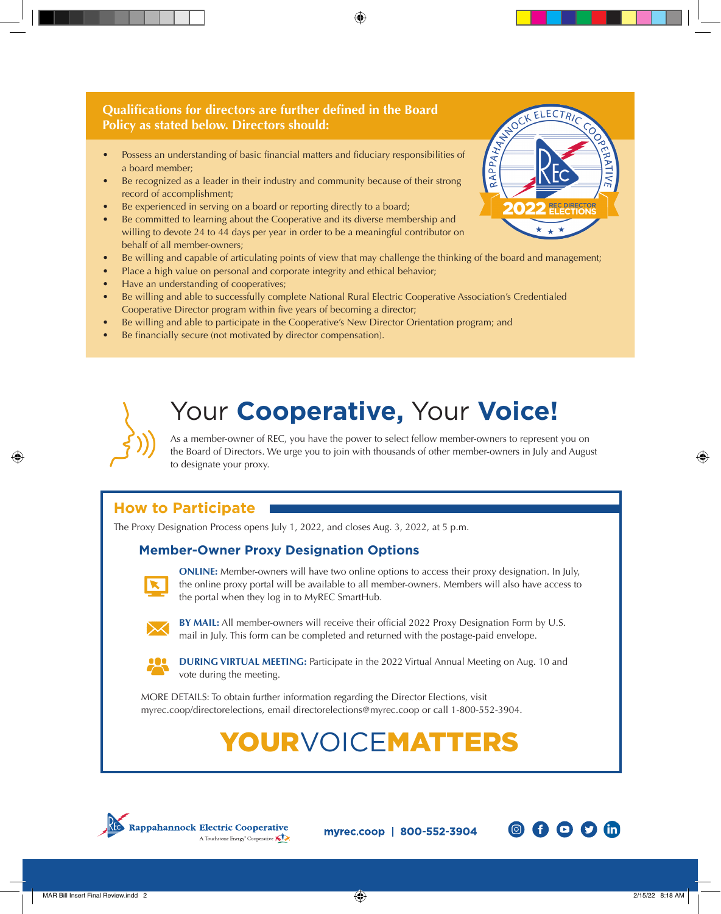**Qualifications for directors are further defined in the Board Policy as stated below. Directors should:**

- Possess an understanding of basic financial matters and fiduciary responsibilities of a board member;
- Be recognized as a leader in their industry and community because of their strong record of accomplishment;
- Be experienced in serving on a board or reporting directly to a board;
- Be committed to learning about the Cooperative and its diverse membership and willing to devote 24 to 44 days per year in order to be a meaningful contributor on behalf of all member-owners;
- Be willing and capable of articulating points of view that may challenge the thinking of the board and management;
- Place a high value on personal and corporate integrity and ethical behavior;
- Have an understanding of cooperatives;
- Be willing and able to successfully complete National Rural Electric Cooperative Association's Credentialed Cooperative Director program within five years of becoming a director;
- Be willing and able to participate in the Cooperative's New Director Orientation program; and
- Be financially secure (not motivated by director compensation).

RAPPAHANNOCK ELECTRIC COOPERATIVE
2022 REC DIRECTOR ELECTIONS

# Your **Cooperative,** Your **Voice!**

As a member-owner of REC, you have the power to select fellow member-owners to represent you on the Board of Directors. We urge you to join with thousands of other member-owners in July and August to designate your proxy.

## How to Participate

The Proxy Designation Process opens July 1, 2022, and closes Aug. 3, 2022, at 5 p.m.

### Member-Owner Proxy Designation Options

**ONLINE:** Member-owners will have two online options to access their proxy designation. In July, the online proxy portal will be available to all member-owners. Members will also have access to the portal when they log in to MyREC SmartHub.

**BY MAIL:** All member-owners will receive their official 2022 Proxy Designation Form by U.S. mail in July. This form can be completed and returned with the postage-paid envelope.

**DURING VIRTUAL MEETING:** Participate in the 2022 Virtual Annual Meeting on Aug. 10 and vote during the meeting.

MORE DETAILS: To obtain further information regarding the Director Elections, visit myrec.coop/directorelections, email directorelections@myrec.coop or call 1-800-552-3904.

**YOUR**VOICE**MATTERS**

Rappahannock Electric Cooperative
A Touchstone Energy® Cooperative

myrec.coop | 800-552-3904